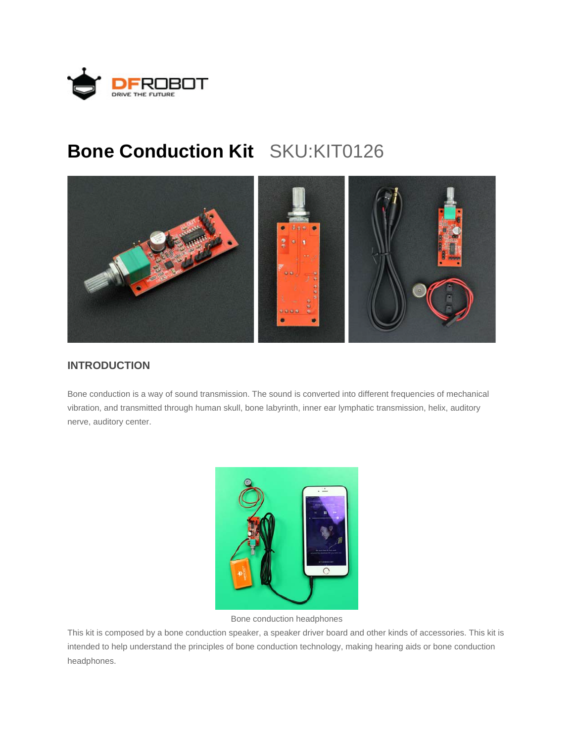# Bone Conduction Kit SKU:KIT0126

## INTRODUCTION

Bone conduction is a way of sound transmission. The sound is converted into different frequencies of mechanical vibration, and transmitted through human skull, bone labyrinth, inner ear lymphatic transmission, helix, auditory nerve, auditory center.

Bone conduction headphones

This kit is composed by a bone conduction speaker, a speaker driver board and other kinds of accessories. This kit is intended to help understand the principles of bone conduction technology, making hearing aids or bone conduction headphones.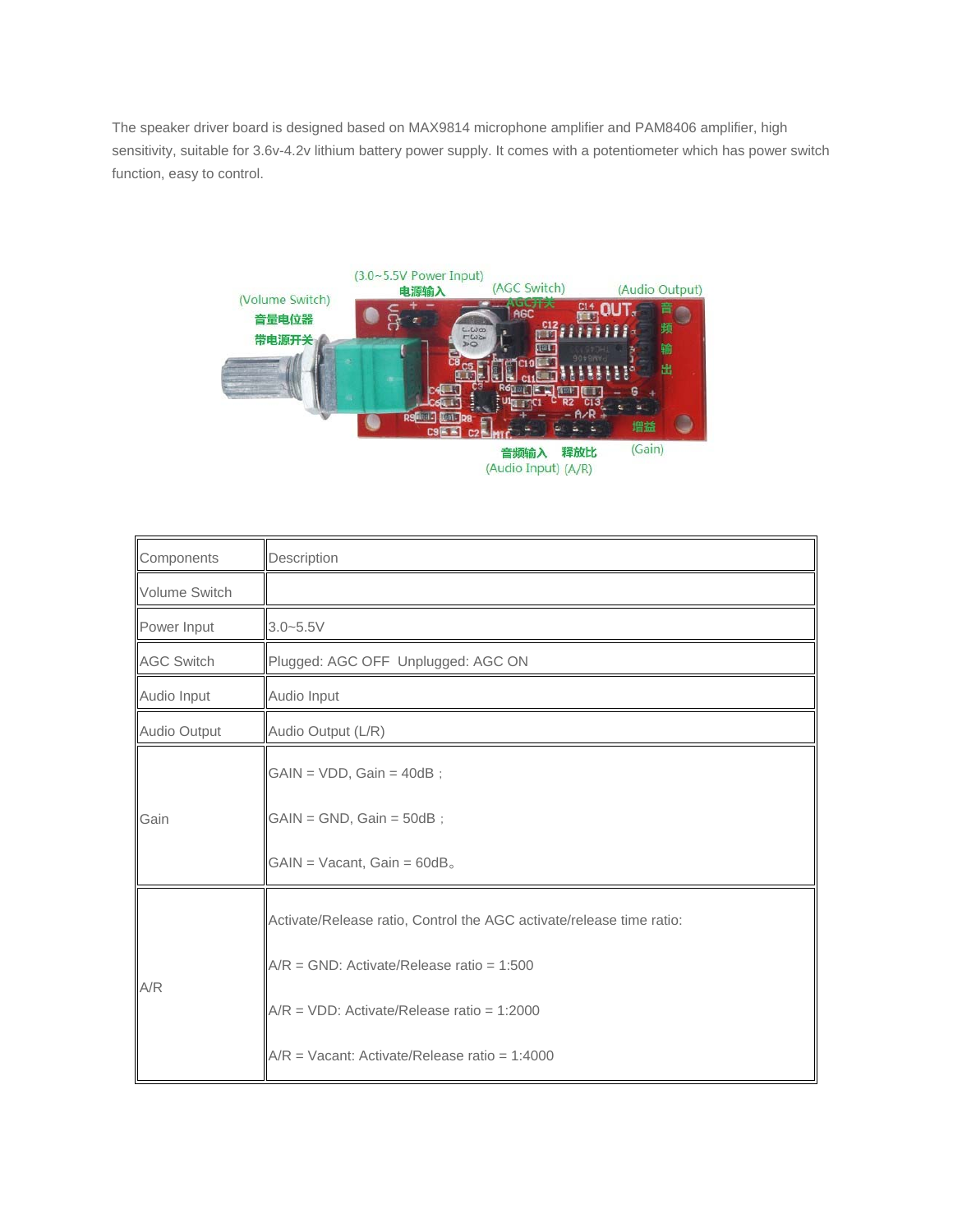The speaker driver board is designed based on MAX9814 microphone amplifier and PAM8406 amplifier, high sensitivity, suitable for 3.6v-4.2v lithium battery power supply. It comes with a potentiometer which has power switch function, easy to control.

| Components | Description |
|---|---|
| Volume Switch | |
| Power Input | 3.0~5.5V |
| AGC Switch | Plugged: AGC OFF  Unplugged: AGC ON |
| Audio Input | Audio Input |
| Audio Output | Audio Output (L/R) |
| Gain | GAIN = VDD, Gain = 40dB；<br><br>GAIN = GND, Gain = 50dB；<br><br>GAIN = Vacant, Gain = 60dB。 |
| A/R | Activate/Release ratio, Control the AGC activate/release time ratio:<br><br>A/R = GND: Activate/Release ratio = 1:500<br><br>A/R = VDD: Activate/Release ratio = 1:2000<br><br>A/R = Vacant: Activate/Release ratio = 1:4000 |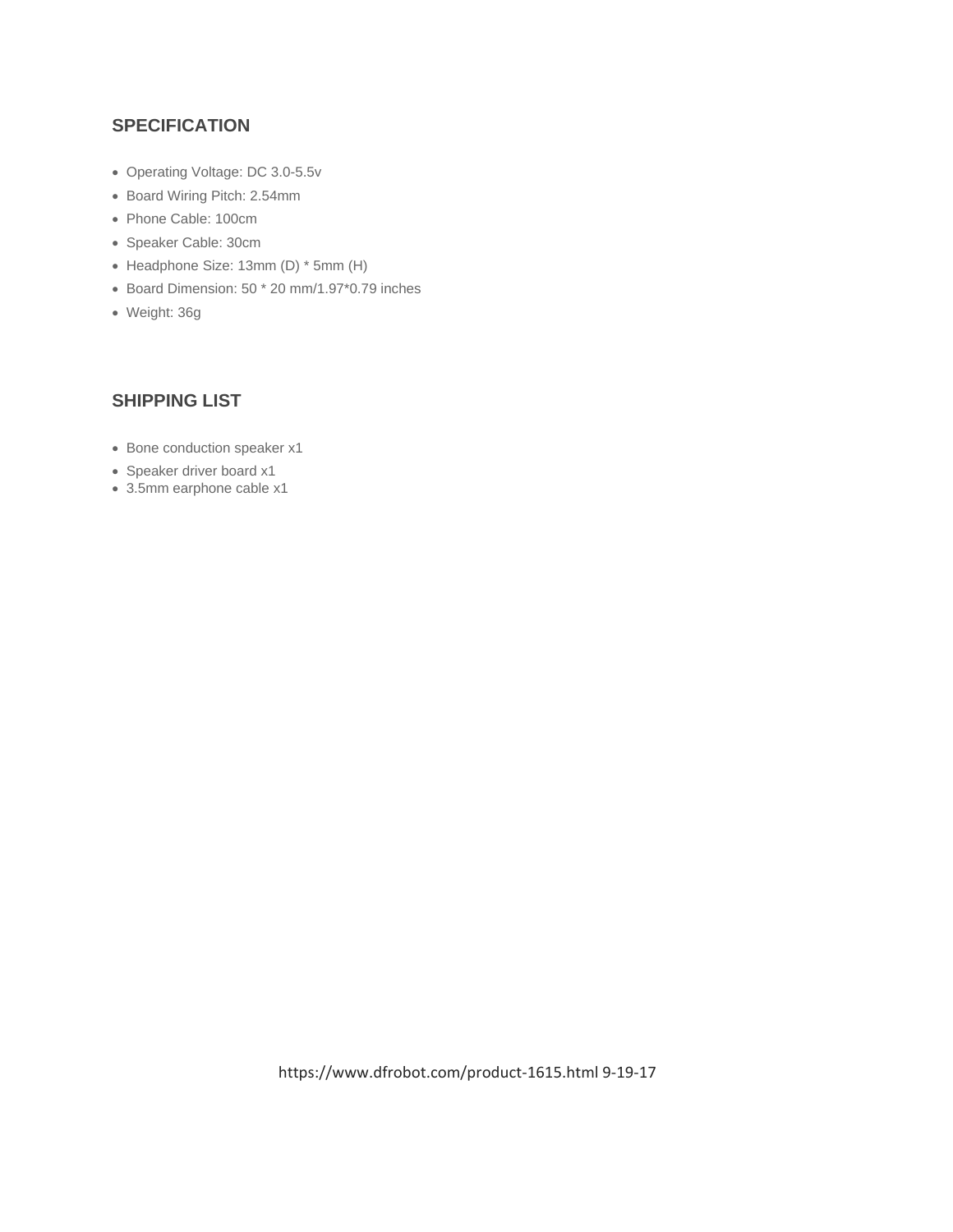## SPECIFICATION

- Operating Voltage: DC 3.0-5.5v
- Board Wiring Pitch: 2.54mm
- Phone Cable: 100cm
- Speaker Cable: 30cm
- Headphone Size: 13mm (D) * 5mm (H)
- Board Dimension: 50 * 20 mm/1.97*0.79 inches
- Weight: 36g

## SHIPPING LIST

- Bone conduction speaker x1
- Speaker driver board x1
- 3.5mm earphone cable x1

https://www.dfrobot.com/product-1615.html 9-19-17